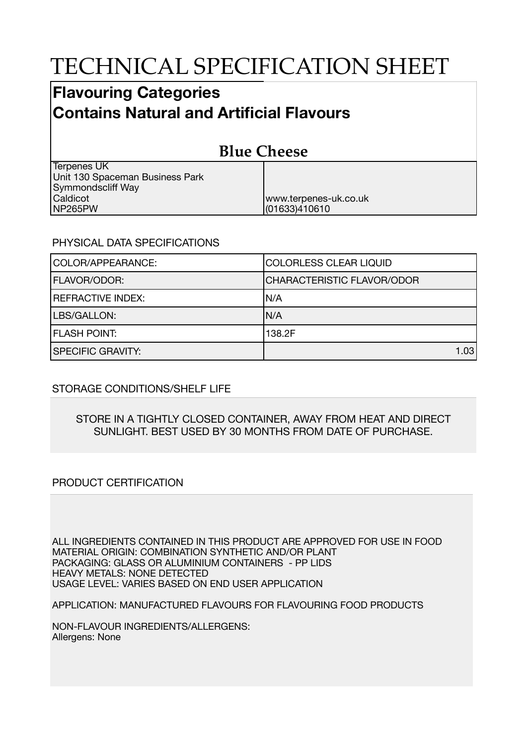# TECHNICAL SPECIFICATION SHEET

## Flavouring Categories
## Contains Natural and Artificial Flavours

### Blue Cheese

| | |
|---|---|
| Terpenes UK<br>Unit 130 Spaceman Business Park<br>Symmondscliff Way<br>Caldicot<br>NP265PW | www.terpenes-uk.co.uk<br>(01633)410610 |

PHYSICAL DATA SPECIFICATIONS

| | |
|---|---|
| COLOR/APPEARANCE: | COLORLESS CLEAR LIQUID |
| FLAVOR/ODOR: | CHARACTERISTIC FLAVOR/ODOR |
| REFRACTIVE INDEX: | N/A |
| LBS/GALLON: | N/A |
| FLASH POINT: | 138.2F |
| SPECIFIC GRAVITY: | 1.03 |

STORAGE CONDITIONS/SHELF LIFE

STORE IN A TIGHTLY CLOSED CONTAINER, AWAY FROM HEAT AND DIRECT SUNLIGHT. BEST USED BY 30 MONTHS FROM DATE OF PURCHASE.

PRODUCT CERTIFICATION

ALL INGREDIENTS CONTAINED IN THIS PRODUCT ARE APPROVED FOR USE IN FOOD
MATERIAL ORIGIN: COMBINATION SYNTHETIC AND/OR PLANT
PACKAGING: GLASS OR ALUMINIUM CONTAINERS - PP LIDS
HEAVY METALS: NONE DETECTED
USAGE LEVEL: VARIES BASED ON END USER APPLICATION

APPLICATION: MANUFACTURED FLAVOURS FOR FLAVOURING FOOD PRODUCTS

NON-FLAVOUR INGREDIENTS/ALLERGENS:
Allergens: None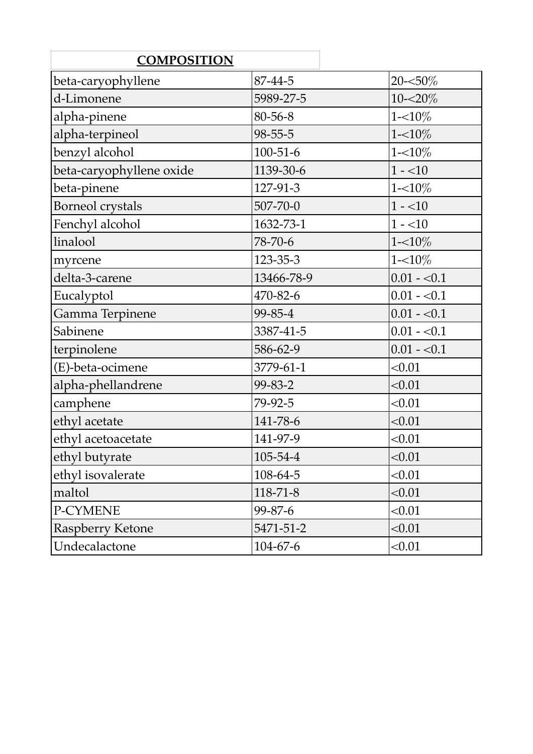**COMPOSITION**

| | | |
|---|---|---|
| beta-caryophyllene | 87-44-5 | 20-<50% |
| d-Limonene | 5989-27-5 | 10-<20% |
| alpha-pinene | 80-56-8 | 1-<10% |
| alpha-terpineol | 98-55-5 | 1-<10% |
| benzyl alcohol | 100-51-6 | 1-<10% |
| beta-caryophyllene oxide | 1139-30-6 | 1 - <10 |
| beta-pinene | 127-91-3 | 1-<10% |
| Borneol crystals | 507-70-0 | 1 - <10 |
| Fenchyl alcohol | 1632-73-1 | 1 - <10 |
| linalool | 78-70-6 | 1-<10% |
| myrcene | 123-35-3 | 1-<10% |
| delta-3-carene | 13466-78-9 | 0.01 - <0.1 |
| Eucalyptol | 470-82-6 | 0.01 - <0.1 |
| Gamma Terpinene | 99-85-4 | 0.01 - <0.1 |
| Sabinene | 3387-41-5 | 0.01 - <0.1 |
| terpinolene | 586-62-9 | 0.01 - <0.1 |
| (E)-beta-ocimene | 3779-61-1 | <0.01 |
| alpha-phellandrene | 99-83-2 | <0.01 |
| camphene | 79-92-5 | <0.01 |
| ethyl acetate | 141-78-6 | <0.01 |
| ethyl acetoacetate | 141-97-9 | <0.01 |
| ethyl butyrate | 105-54-4 | <0.01 |
| ethyl isovalerate | 108-64-5 | <0.01 |
| maltol | 118-71-8 | <0.01 |
| P-CYMENE | 99-87-6 | <0.01 |
| Raspberry Ketone | 5471-51-2 | <0.01 |
| Undecalactone | 104-67-6 | <0.01 |